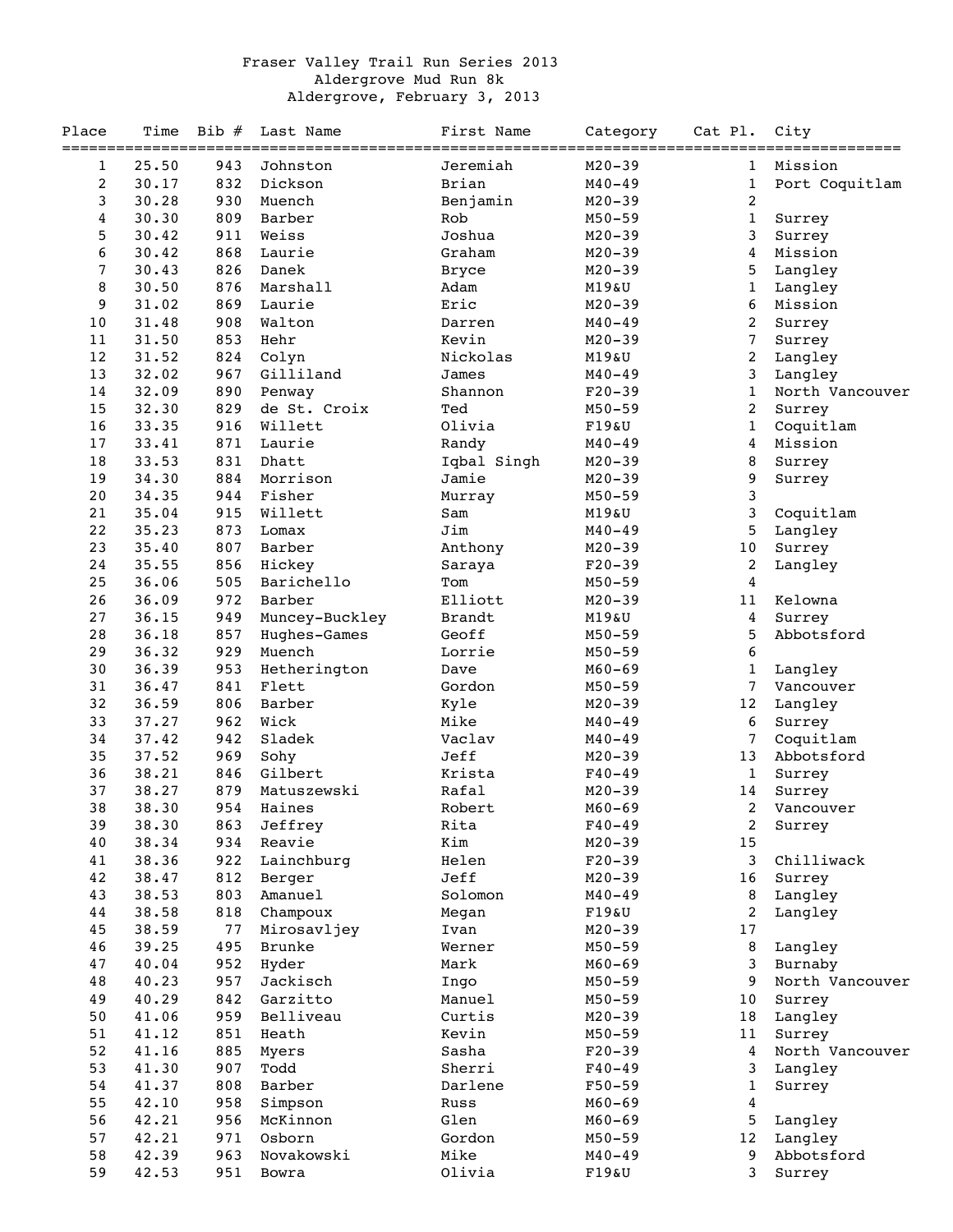# Fraser Valley Trail Run Series 2013

## Aldergrove Mud Run 8k

### Aldergrove, February 3, 2013

| Place | Time | Bib # | Last Name | First Name | Category | Cat Pl. | City |
|---|---|---|---|---|---|---|---|
| 1 | 25.50 | 943 | Johnston | Jeremiah | M20-39 | 1 | Mission |
| 2 | 30.17 | 832 | Dickson | Brian | M40-49 | 1 | Port Coquitlam |
| 3 | 30.28 | 930 | Muench | Benjamin | M20-39 | 2 | |
| 4 | 30.30 | 809 | Barber | Rob | M50-59 | 1 | Surrey |
| 5 | 30.42 | 911 | Weiss | Joshua | M20-39 | 3 | Surrey |
| 6 | 30.42 | 868 | Laurie | Graham | M20-39 | 4 | Mission |
| 7 | 30.43 | 826 | Danek | Bryce | M20-39 | 5 | Langley |
| 8 | 30.50 | 876 | Marshall | Adam | M19&U | 1 | Langley |
| 9 | 31.02 | 869 | Laurie | Eric | M20-39 | 6 | Mission |
| 10 | 31.48 | 908 | Walton | Darren | M40-49 | 2 | Surrey |
| 11 | 31.50 | 853 | Hehr | Kevin | M20-39 | 7 | Surrey |
| 12 | 31.52 | 824 | Colyn | Nickolas | M19&U | 2 | Langley |
| 13 | 32.02 | 967 | Gilliland | James | M40-49 | 3 | Langley |
| 14 | 32.09 | 890 | Penway | Shannon | F20-39 | 1 | North Vancouver |
| 15 | 32.30 | 829 | de St. Croix | Ted | M50-59 | 2 | Surrey |
| 16 | 33.35 | 916 | Willett | Olivia | F19&U | 1 | Coquitlam |
| 17 | 33.41 | 871 | Laurie | Randy | M40-49 | 4 | Mission |
| 18 | 33.53 | 831 | Dhatt | Iqbal Singh | M20-39 | 8 | Surrey |
| 19 | 34.30 | 884 | Morrison | Jamie | M20-39 | 9 | Surrey |
| 20 | 34.35 | 944 | Fisher | Murray | M50-59 | 3 | |
| 21 | 35.04 | 915 | Willett | Sam | M19&U | 3 | Coquitlam |
| 22 | 35.23 | 873 | Lomax | Jim | M40-49 | 5 | Langley |
| 23 | 35.40 | 807 | Barber | Anthony | M20-39 | 10 | Surrey |
| 24 | 35.55 | 856 | Hickey | Saraya | F20-39 | 2 | Langley |
| 25 | 36.06 | 505 | Barichello | Tom | M50-59 | 4 | |
| 26 | 36.09 | 972 | Barber | Elliott | M20-39 | 11 | Kelowna |
| 27 | 36.15 | 949 | Muncey-Buckley | Brandt | M19&U | 4 | Surrey |
| 28 | 36.18 | 857 | Hughes-Games | Geoff | M50-59 | 5 | Abbotsford |
| 29 | 36.32 | 929 | Muench | Lorrie | M50-59 | 6 | |
| 30 | 36.39 | 953 | Hetherington | Dave | M60-69 | 1 | Langley |
| 31 | 36.47 | 841 | Flett | Gordon | M50-59 | 7 | Vancouver |
| 32 | 36.59 | 806 | Barber | Kyle | M20-39 | 12 | Langley |
| 33 | 37.27 | 962 | Wick | Mike | M40-49 | 6 | Surrey |
| 34 | 37.42 | 942 | Sladek | Vaclav | M40-49 | 7 | Coquitlam |
| 35 | 37.52 | 969 | Sohy | Jeff | M20-39 | 13 | Abbotsford |
| 36 | 38.21 | 846 | Gilbert | Krista | F40-49 | 1 | Surrey |
| 37 | 38.27 | 879 | Matuszewski | Rafal | M20-39 | 14 | Surrey |
| 38 | 38.30 | 954 | Haines | Robert | M60-69 | 2 | Vancouver |
| 39 | 38.30 | 863 | Jeffrey | Rita | F40-49 | 2 | Surrey |
| 40 | 38.34 | 934 | Reavie | Kim | M20-39 | 15 | |
| 41 | 38.36 | 922 | Lainchburg | Helen | F20-39 | 3 | Chilliwack |
| 42 | 38.47 | 812 | Berger | Jeff | M20-39 | 16 | Surrey |
| 43 | 38.53 | 803 | Amanuel | Solomon | M40-49 | 8 | Langley |
| 44 | 38.58 | 818 | Champoux | Megan | F19&U | 2 | Langley |
| 45 | 38.59 | 77 | Mirosavljey | Ivan | M20-39 | 17 | |
| 46 | 39.25 | 495 | Brunke | Werner | M50-59 | 8 | Langley |
| 47 | 40.04 | 952 | Hyder | Mark | M60-69 | 3 | Burnaby |
| 48 | 40.23 | 957 | Jackisch | Ingo | M50-59 | 9 | North Vancouver |
| 49 | 40.29 | 842 | Garzitto | Manuel | M50-59 | 10 | Surrey |
| 50 | 41.06 | 959 | Belliveau | Curtis | M20-39 | 18 | Langley |
| 51 | 41.12 | 851 | Heath | Kevin | M50-59 | 11 | Surrey |
| 52 | 41.16 | 885 | Myers | Sasha | F20-39 | 4 | North Vancouver |
| 53 | 41.30 | 907 | Todd | Sherri | F40-49 | 3 | Langley |
| 54 | 41.37 | 808 | Barber | Darlene | F50-59 | 1 | Surrey |
| 55 | 42.10 | 958 | Simpson | Russ | M60-69 | 4 | |
| 56 | 42.21 | 956 | McKinnon | Glen | M60-69 | 5 | Langley |
| 57 | 42.21 | 971 | Osborn | Gordon | M50-59 | 12 | Langley |
| 58 | 42.39 | 963 | Novakowski | Mike | M40-49 | 9 | Abbotsford |
| 59 | 42.53 | 951 | Bowra | Olivia | F19&U | 3 | Surrey |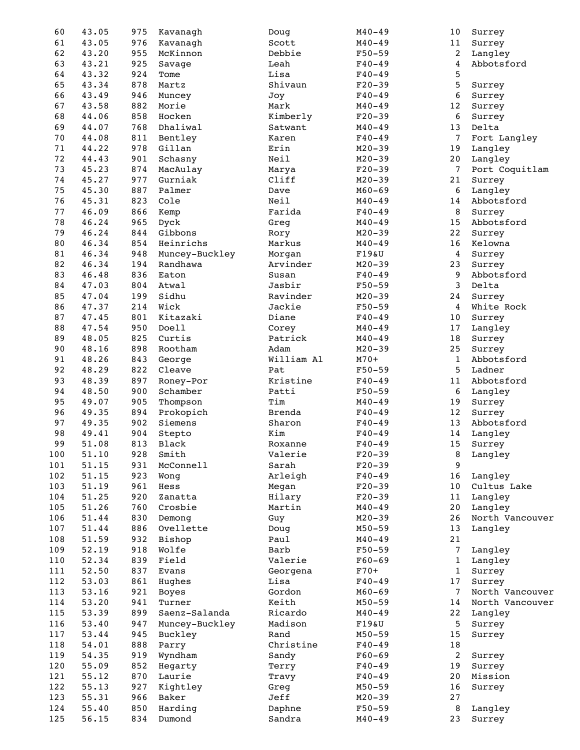| | | | | | | | |
|---|---|---|---|---|---|---|---|
| 60 | 43.05 | 975 | Kavanagh | Doug | M40-49 | 10 | Surrey |
| 61 | 43.05 | 976 | Kavanagh | Scott | M40-49 | 11 | Surrey |
| 62 | 43.20 | 955 | McKinnon | Debbie | F50-59 | 2 | Langley |
| 63 | 43.21 | 925 | Savage | Leah | F40-49 | 4 | Abbotsford |
| 64 | 43.32 | 924 | Tome | Lisa | F40-49 | 5 | |
| 65 | 43.34 | 878 | Martz | Shivaun | F20-39 | 5 | Surrey |
| 66 | 43.49 | 946 | Muncey | Joy | F40-49 | 6 | Surrey |
| 67 | 43.58 | 882 | Morie | Mark | M40-49 | 12 | Surrey |
| 68 | 44.06 | 858 | Hocken | Kimberly | F20-39 | 6 | Surrey |
| 69 | 44.07 | 768 | Dhaliwal | Satwant | M40-49 | 13 | Delta |
| 70 | 44.08 | 811 | Bentley | Karen | F40-49 | 7 | Fort Langley |
| 71 | 44.22 | 978 | Gillan | Erin | M20-39 | 19 | Langley |
| 72 | 44.43 | 901 | Schasny | Neil | M20-39 | 20 | Langley |
| 73 | 45.23 | 874 | MacAulay | Marya | F20-39 | 7 | Port Coquitlam |
| 74 | 45.27 | 977 | Gurniak | Cliff | M20-39 | 21 | Surrey |
| 75 | 45.30 | 887 | Palmer | Dave | M60-69 | 6 | Langley |
| 76 | 45.31 | 823 | Cole | Neil | M40-49 | 14 | Abbotsford |
| 77 | 46.09 | 866 | Kemp | Farida | F40-49 | 8 | Surrey |
| 78 | 46.24 | 965 | Dyck | Greg | M40-49 | 15 | Abbotsford |
| 79 | 46.24 | 844 | Gibbons | Rory | M20-39 | 22 | Surrey |
| 80 | 46.34 | 854 | Heinrichs | Markus | M40-49 | 16 | Kelowna |
| 81 | 46.34 | 948 | Muncey-Buckley | Morgan | F19&U | 4 | Surrey |
| 82 | 46.34 | 194 | Randhawa | Arvinder | M20-39 | 23 | Surrey |
| 83 | 46.48 | 836 | Eaton | Susan | F40-49 | 9 | Abbotsford |
| 84 | 47.03 | 804 | Atwal | Jasbir | F50-59 | 3 | Delta |
| 85 | 47.04 | 199 | Sidhu | Ravinder | M20-39 | 24 | Surrey |
| 86 | 47.37 | 214 | Wick | Jackie | F50-59 | 4 | White Rock |
| 87 | 47.45 | 801 | Kitazaki | Diane | F40-49 | 10 | Surrey |
| 88 | 47.54 | 950 | Doell | Corey | M40-49 | 17 | Langley |
| 89 | 48.05 | 825 | Curtis | Patrick | M40-49 | 18 | Surrey |
| 90 | 48.16 | 898 | Rootham | Adam | M20-39 | 25 | Surrey |
| 91 | 48.26 | 843 | George | William Al | M70+ | 1 | Abbotsford |
| 92 | 48.29 | 822 | Cleave | Pat | F50-59 | 5 | Ladner |
| 93 | 48.39 | 897 | Roney-Por | Kristine | F40-49 | 11 | Abbotsford |
| 94 | 48.50 | 900 | Schamber | Patti | F50-59 | 6 | Langley |
| 95 | 49.07 | 905 | Thompson | Tim | M40-49 | 19 | Surrey |
| 96 | 49.35 | 894 | Prokopich | Brenda | F40-49 | 12 | Surrey |
| 97 | 49.35 | 902 | Siemens | Sharon | F40-49 | 13 | Abbotsford |
| 98 | 49.41 | 904 | Stepto | Kim | F40-49 | 14 | Langley |
| 99 | 51.08 | 813 | Black | Roxanne | F40-49 | 15 | Surrey |
| 100 | 51.10 | 928 | Smith | Valerie | F20-39 | 8 | Langley |
| 101 | 51.15 | 931 | McConnell | Sarah | F20-39 | 9 | |
| 102 | 51.15 | 923 | Wong | Arleigh | F40-49 | 16 | Langley |
| 103 | 51.19 | 961 | Hess | Megan | F20-39 | 10 | Cultus Lake |
| 104 | 51.25 | 920 | Zanatta | Hilary | F20-39 | 11 | Langley |
| 105 | 51.26 | 760 | Crosbie | Martin | M40-49 | 20 | Langley |
| 106 | 51.44 | 830 | Demong | Guy | M20-39 | 26 | North Vancouver |
| 107 | 51.44 | 886 | Ovellette | Doug | M50-59 | 13 | Langley |
| 108 | 51.59 | 932 | Bishop | Paul | M40-49 | 21 | |
| 109 | 52.19 | 918 | Wolfe | Barb | F50-59 | 7 | Langley |
| 110 | 52.34 | 839 | Field | Valerie | F60-69 | 1 | Langley |
| 111 | 52.50 | 837 | Evans | Georgena | F70+ | 1 | Surrey |
| 112 | 53.03 | 861 | Hughes | Lisa | F40-49 | 17 | Surrey |
| 113 | 53.16 | 921 | Boyes | Gordon | M60-69 | 7 | North Vancouver |
| 114 | 53.20 | 941 | Turner | Keith | M50-59 | 14 | North Vancouver |
| 115 | 53.39 | 899 | Saenz-Salanda | Ricardo | M40-49 | 22 | Langley |
| 116 | 53.40 | 947 | Muncey-Buckley | Madison | F19&U | 5 | Surrey |
| 117 | 53.44 | 945 | Buckley | Rand | M50-59 | 15 | Surrey |
| 118 | 54.01 | 888 | Parry | Christine | F40-49 | 18 | |
| 119 | 54.35 | 919 | Wyndham | Sandy | F60-69 | 2 | Surrey |
| 120 | 55.09 | 852 | Hegarty | Terry | F40-49 | 19 | Surrey |
| 121 | 55.12 | 870 | Laurie | Travy | F40-49 | 20 | Mission |
| 122 | 55.13 | 927 | Kightley | Greg | M50-59 | 16 | Surrey |
| 123 | 55.31 | 966 | Baker | Jeff | M20-39 | 27 | |
| 124 | 55.40 | 850 | Harding | Daphne | F50-59 | 8 | Langley |
| 125 | 56.15 | 834 | Dumond | Sandra | M40-49 | 23 | Surrey |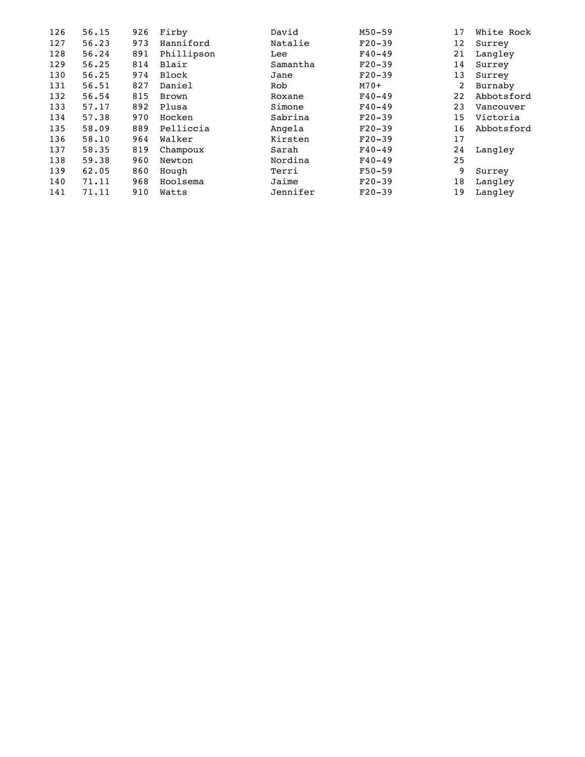| | | | | | | | |
|---|---|---|---|---|---|---|---|
| 126 | 56.15 | 926 | Firby | David | M50-59 | 17 | White Rock |
| 127 | 56.23 | 973 | Hanniford | Natalie | F20-39 | 12 | Surrey |
| 128 | 56.24 | 891 | Phillipson | Lee | F40-49 | 21 | Langley |
| 129 | 56.25 | 814 | Blair | Samantha | F20-39 | 14 | Surrey |
| 130 | 56.25 | 974 | Block | Jane | F20-39 | 13 | Surrey |
| 131 | 56.51 | 827 | Daniel | Rob | M70+ | 2 | Burnaby |
| 132 | 56.54 | 815 | Brown | Roxane | F40-49 | 22 | Abbotsford |
| 133 | 57.17 | 892 | Plusa | Simone | F40-49 | 23 | Vancouver |
| 134 | 57.38 | 970 | Hocken | Sabrina | F20-39 | 15 | Victoria |
| 135 | 58.09 | 889 | Pelliccia | Angela | F20-39 | 16 | Abbotsford |
| 136 | 58.10 | 964 | Walker | Kirsten | F20-39 | 17 | |
| 137 | 58.35 | 819 | Champoux | Sarah | F40-49 | 24 | Langley |
| 138 | 59.38 | 960 | Newton | Nordina | F40-49 | 25 | |
| 139 | 62.05 | 860 | Hough | Terri | F50-59 | 9 | Surrey |
| 140 | 71.11 | 968 | Hoolsema | Jaime | F20-39 | 18 | Langley |
| 141 | 71.11 | 910 | Watts | Jennifer | F20-39 | 19 | Langley |